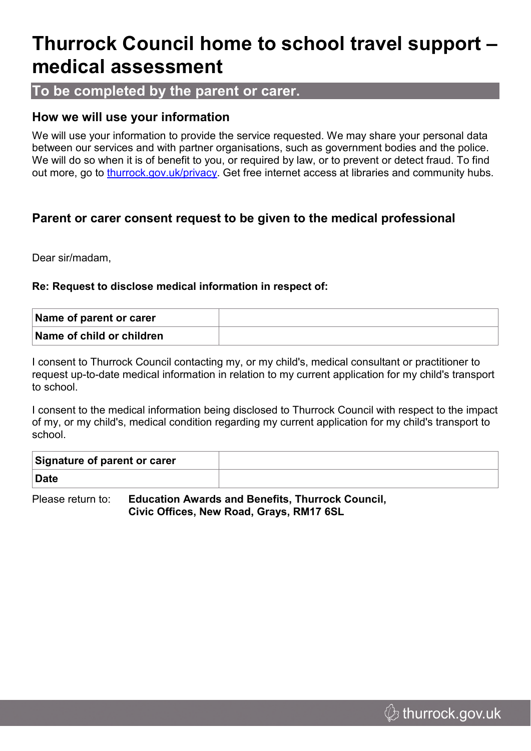# Thurrock Council home to school travel support – medical assessment

## To be completed by the parent or carer.

### How we will use your information

We will use your information to provide the service requested. We may share your personal data between our services and with partner organisations, such as government bodies and the police. We will do so when it is of benefit to you, or required by law, or to prevent or detect fraud. To find out more, go to [thurrock.gov.uk/privacy](https://thurrock.gov.uk/privacy). Get free internet access at libraries and community hubs.

### Parent or carer consent request to be given to the medical professional

Dear sir/madam,

**Re: Request to disclose medical information in respect of:**

| **Name of parent or carer** | |
|---|---|
| **Name of child or children** | |

I consent to Thurrock Council contacting my, or my child's, medical consultant or practitioner to request up-to-date medical information in relation to my current application for my child's transport to school.

I consent to the medical information being disclosed to Thurrock Council with respect to the impact of my, or my child's, medical condition regarding my current application for my child's transport to school.

| **Signature of parent or carer** | |
|---|---|
| **Date** | |

Please return to: **Education Awards and Benefits, Thurrock Council, Civic Offices, New Road, Grays, RM17 6SL**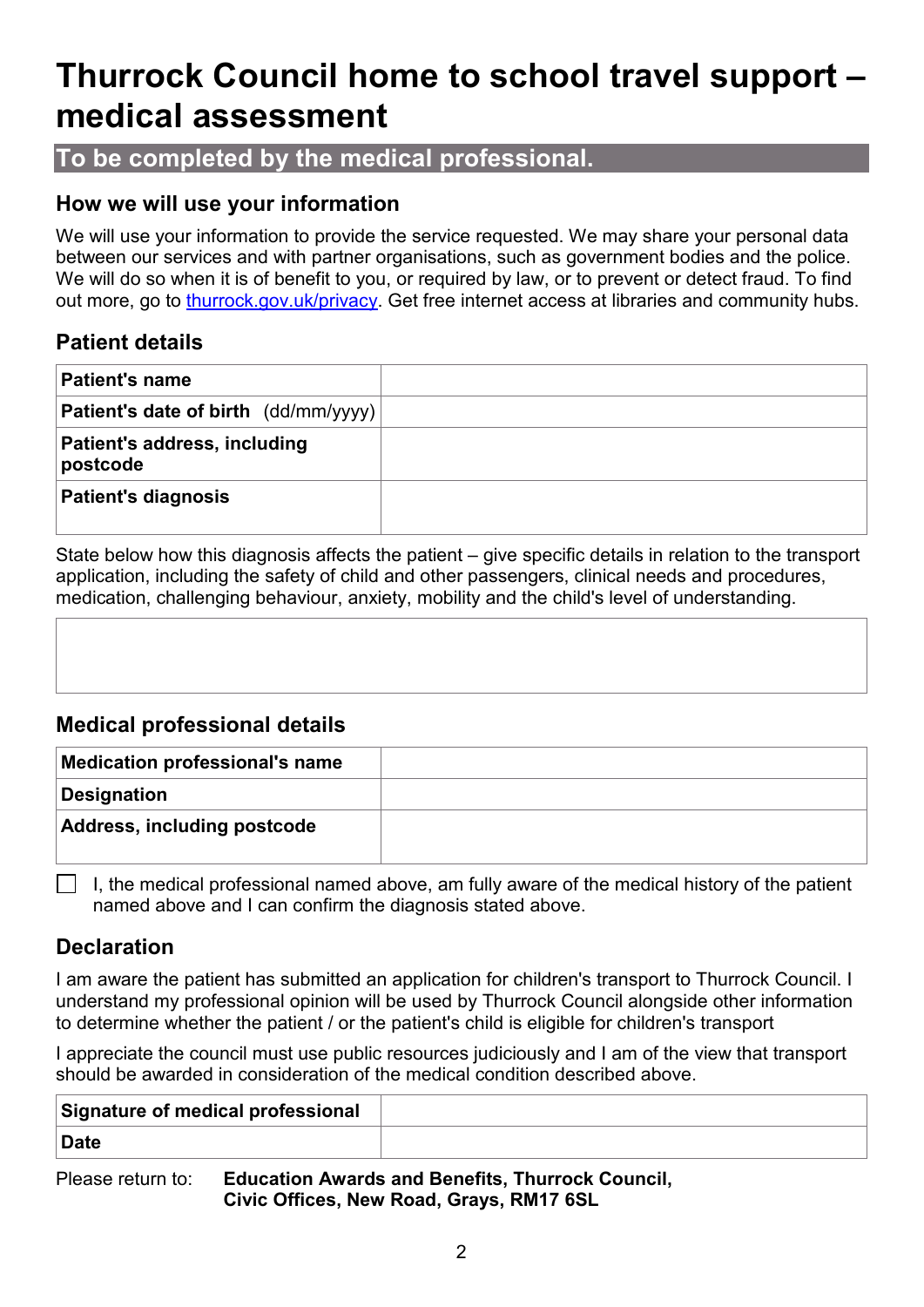# Thurrock Council home to school travel support – medical assessment

## To be completed by the medical professional.

### How we will use your information

We will use your information to provide the service requested. We may share your personal data between our services and with partner organisations, such as government bodies and the police. We will do so when it is of benefit to you, or required by law, or to prevent or detect fraud. To find out more, go to [thurrock.gov.uk/privacy](thurrock.gov.uk/privacy). Get free internet access at libraries and community hubs.

### Patient details

| | |
|---|---|
| **Patient's name** | |
| **Patient's date of birth** (dd/mm/yyyy) | |
| **Patient's address, including postcode** | |
| **Patient's diagnosis** | |

State below how this diagnosis affects the patient – give specific details in relation to the transport application, including the safety of child and other passengers, clinical needs and procedures, medication, challenging behaviour, anxiety, mobility and the child's level of understanding.

| |
|---|
| |

### Medical professional details

| | |
|---|---|
| **Medication professional's name** | |
| **Designation** | |
| **Address, including postcode** | |

☐ I, the medical professional named above, am fully aware of the medical history of the patient named above and I can confirm the diagnosis stated above.

### Declaration

I am aware the patient has submitted an application for children's transport to Thurrock Council. I understand my professional opinion will be used by Thurrock Council alongside other information to determine whether the patient / or the patient's child is eligible for children's transport

I appreciate the council must use public resources judiciously and I am of the view that transport should be awarded in consideration of the medical condition described above.

| | |
|---|---|
| **Signature of medical professional** | |
| **Date** | |

Please return to: **Education Awards and Benefits, Thurrock Council, Civic Offices, New Road, Grays, RM17 6SL**